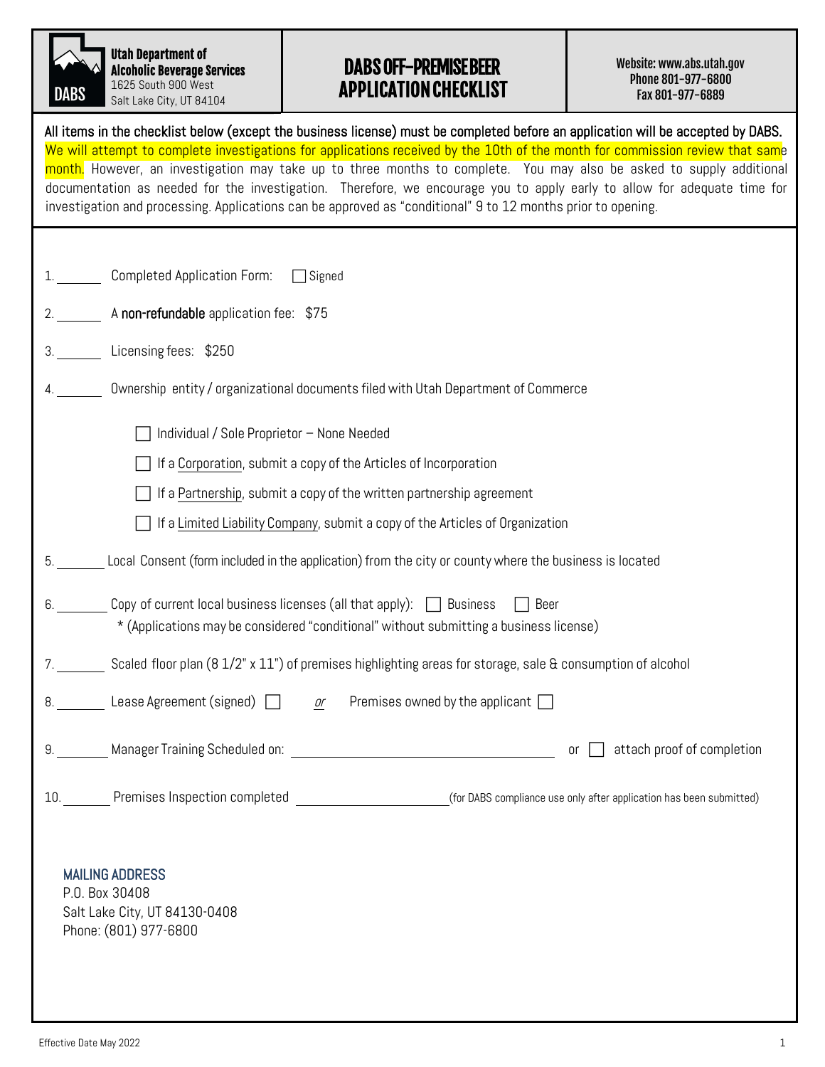**Utah Department of Alcoholic Beverage Services**
1625 South 900 West
Salt Lake City, UT 84104

# DABS OFF-PREMISE BEER APPLICATION CHECKLIST

**Website: www.abs.utah.gov**
**Phone 801-977-6800**
**Fax 801-977-6889**

All items in the checklist below (except the business license) must be completed before an application will be accepted by DABS. We will attempt to complete investigations for applications received by the 10th of the month for commission review that same month. However, an investigation may take up to three months to complete. You may also be asked to supply additional documentation as needed for the investigation. Therefore, we encourage you to apply early to allow for adequate time for investigation and processing. Applications can be approved as "conditional" 9 to 12 months prior to opening.

1. _______ Completed Application Form: ☐ Signed

2. _______ A **non-refundable** application fee: $75

3. _______ Licensing fees: $250

4. _______ Ownership entity / organizational documents filed with Utah Department of Commerce

   - ☐ Individual / Sole Proprietor – None Needed
   - ☐ If a Corporation, submit a copy of the Articles of Incorporation
   - ☐ If a Partnership, submit a copy of the written partnership agreement
   - ☐ If a Limited Liability Company, submit a copy of the Articles of Organization

5. _______ Local Consent (form included in the application) from the city or county where the business is located

6. _______ Copy of current local business licenses (all that apply): ☐ Business ☐ Beer
   * (Applications may be considered "conditional" without submitting a business license)

7. _______ Scaled floor plan (8 1/2" x 11") of premises highlighting areas for storage, sale & consumption of alcohol

8. _______ Lease Agreement (signed) ☐ *or* Premises owned by the applicant ☐

9. _______ Manager Training Scheduled on: ______________________ or ☐ attach proof of completion

10. _______ Premises Inspection completed ______________ (for DABS compliance use only after application has been submitted)

MAILING ADDRESS
P.O. Box 30408
Salt Lake City, UT 84130-0408
Phone: (801) 977-6800

Effective Date May 2022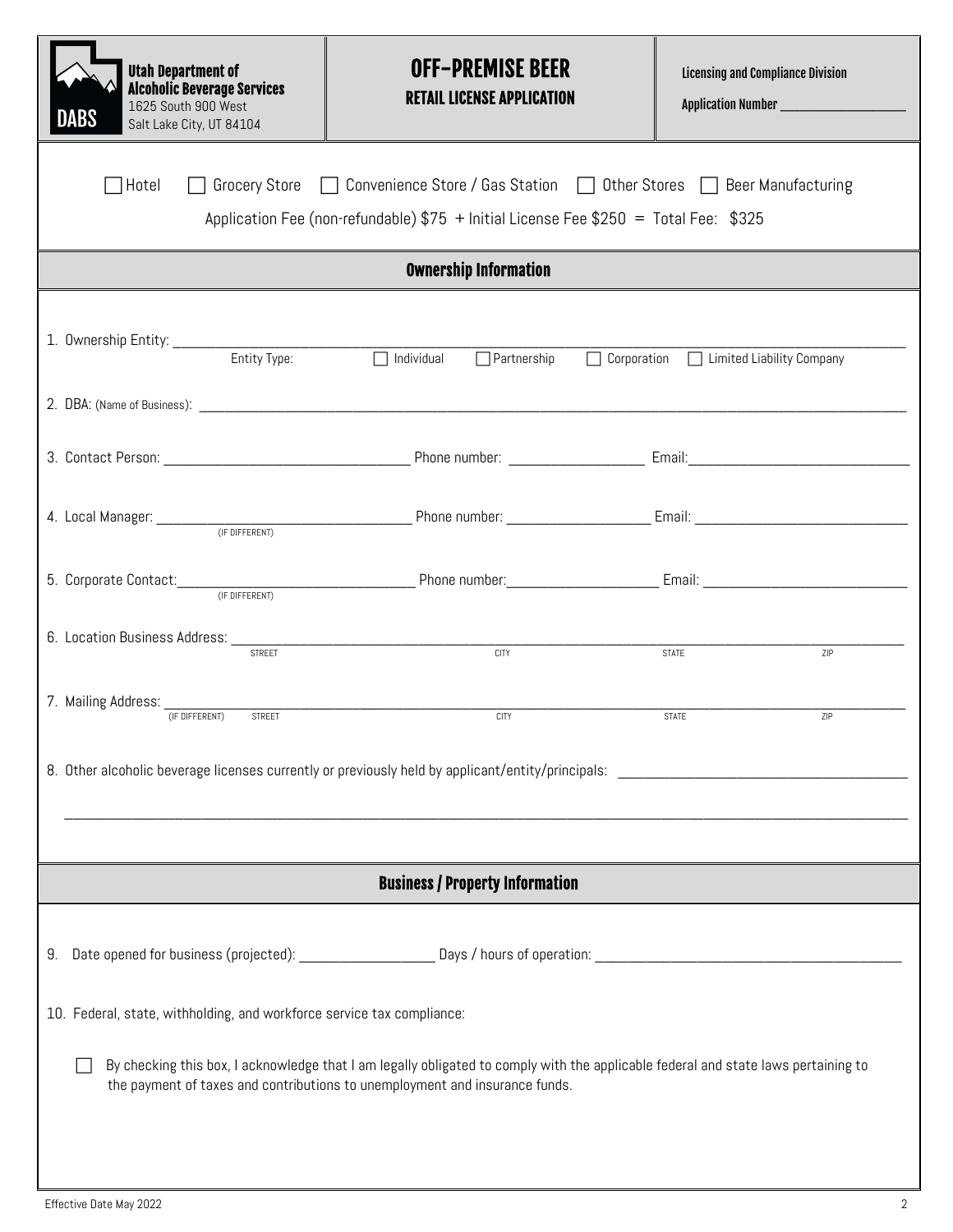**Utah Department of Alcoholic Beverage Services**
1625 South 900 West
Salt Lake City, UT 84104

# OFF-PREMISE BEER
## RETAIL LICENSE APPLICATION

**Licensing and Compliance Division**

**Application Number** ____________________

☐ Hotel ☐ Grocery Store ☐ Convenience Store / Gas Station ☐ Other Stores ☐ Beer Manufacturing

Application Fee (non-refundable) $75 + Initial License Fee $250 = Total Fee: $325

## Ownership Information

1. Ownership Entity: ____________________________________________
   Entity Type: ☐ Individual ☐ Partnership ☐ Corporation ☐ Limited Liability Company

2. DBA: (Name of Business): ____________________________________________

3. Contact Person: ____________________ Phone number: ____________________ Email: ____________________

4. Local Manager: ____________________ (IF DIFFERENT) Phone number: ____________________ Email: ____________________

5. Corporate Contact: ____________________ (IF DIFFERENT) Phone number: ____________________ Email: ____________________

6. Location Business Address: ____________________
   STREET CITY STATE ZIP

7. Mailing Address: ____________________
   (IF DIFFERENT) STREET CITY STATE ZIP

8. Other alcoholic beverage licenses currently or previously held by applicant/entity/principals: ____________________

   ____________________________________________

## Business / Property Information

9. Date opened for business (projected): ____________________ Days / hours of operation: ____________________

10. Federal, state, withholding, and workforce service tax compliance:

    ☐ By checking this box, I acknowledge that I am legally obligated to comply with the applicable federal and state laws pertaining to the payment of taxes and contributions to unemployment and insurance funds.

Effective Date May 2022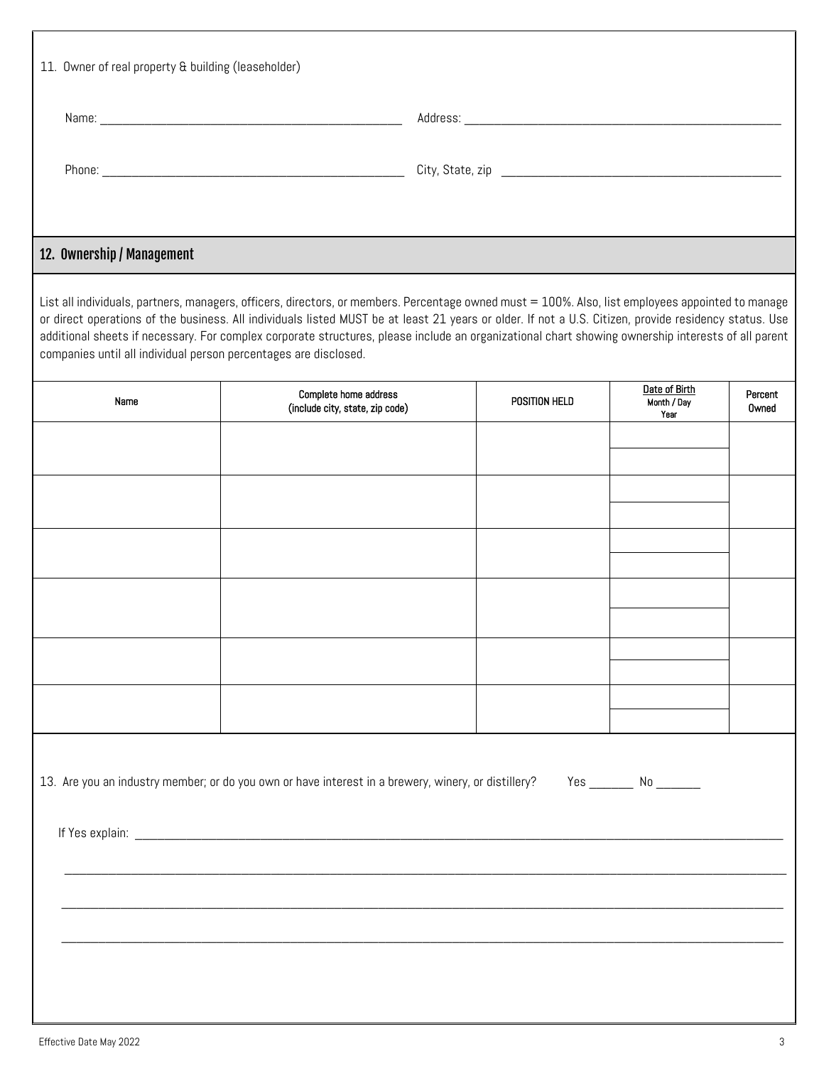11. Owner of real property & building (leaseholder)

Name: ___________________________________________ Address: _______________________________________________

Phone: __________________________________________ City, State, zip _________________________________________

## 12. Ownership / Management

List all individuals, partners, managers, officers, directors, or members. Percentage owned must = 100%. Also, list employees appointed to manage or direct operations of the business. All individuals listed MUST be at least 21 years or older. If not a U.S. Citizen, provide residency status. Use additional sheets if necessary. For complex corporate structures, please include an organizational chart showing ownership interests of all parent companies until all individual person percentages are disclosed.

| Name | Complete home address (include city, state, zip code) | POSITION HELD | Date of Birth Month / Day Year | Percent Owned |
|---|---|---|---|---|
| | | | | |
| | | | | |
| | | | | |
| | | | | |
| | | | | |
| | | | | |

13. Are you an industry member; or do you own or have interest in a brewery, winery, or distillery? Yes _______ No _______

If Yes explain: _______________________________________________________________________________________________

_______________________________________________________________________________________________________________

_______________________________________________________________________________________________________________

_______________________________________________________________________________________________________________

Effective Date May 2022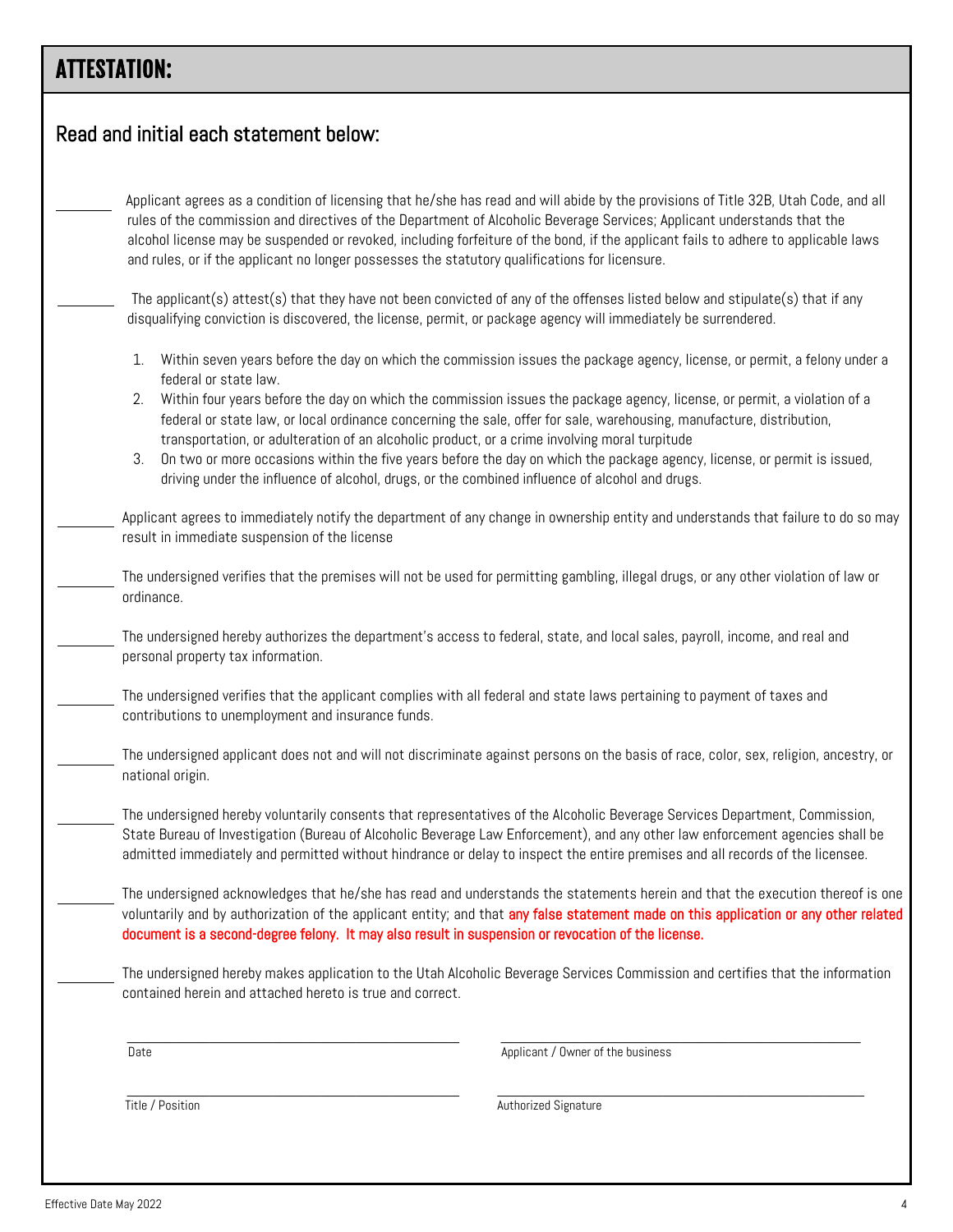## ATTESTATION:

### Read and initial each statement below:

_______ Applicant agrees as a condition of licensing that he/she has read and will abide by the provisions of Title 32B, Utah Code, and all rules of the commission and directives of the Department of Alcoholic Beverage Services; Applicant understands that the alcohol license may be suspended or revoked, including forfeiture of the bond, if the applicant fails to adhere to applicable laws and rules, or if the applicant no longer possesses the statutory qualifications for licensure.

_______ The applicant(s) attest(s) that they have not been convicted of any of the offenses listed below and stipulate(s) that if any disqualifying conviction is discovered, the license, permit, or package agency will immediately be surrendered.

1. Within seven years before the day on which the commission issues the package agency, license, or permit, a felony under a federal or state law.
2. Within four years before the day on which the commission issues the package agency, license, or permit, a violation of a federal or state law, or local ordinance concerning the sale, offer for sale, warehousing, manufacture, distribution, transportation, or adulteration of an alcoholic product, or a crime involving moral turpitude
3. On two or more occasions within the five years before the day on which the package agency, license, or permit is issued, driving under the influence of alcohol, drugs, or the combined influence of alcohol and drugs.

_______ Applicant agrees to immediately notify the department of any change in ownership entity and understands that failure to do so may result in immediate suspension of the license

_______ The undersigned verifies that the premises will not be used for permitting gambling, illegal drugs, or any other violation of law or ordinance.

_______ The undersigned hereby authorizes the department's access to federal, state, and local sales, payroll, income, and real and personal property tax information.

_______ The undersigned verifies that the applicant complies with all federal and state laws pertaining to payment of taxes and contributions to unemployment and insurance funds.

_______ The undersigned applicant does not and will not discriminate against persons on the basis of race, color, sex, religion, ancestry, or national origin.

_______ The undersigned hereby voluntarily consents that representatives of the Alcoholic Beverage Services Department, Commission, State Bureau of Investigation (Bureau of Alcoholic Beverage Law Enforcement), and any other law enforcement agencies shall be admitted immediately and permitted without hindrance or delay to inspect the entire premises and all records of the licensee.

_______ The undersigned acknowledges that he/she has read and understands the statements herein and that the execution thereof is one voluntarily and by authorization of the applicant entity; and that **any false statement made on this application or any other related document is a second-degree felony. It may also result in suspension or revocation of the license.**

_______ The undersigned hereby makes application to the Utah Alcoholic Beverage Services Commission and certifies that the information contained herein and attached hereto is true and correct.

| | |
|---|---|
| _______________ | _______________ |
| Date | Applicant / Owner of the business |
| _______________ | _______________ |
| Title / Position | Authorized Signature |

Effective Date May 2022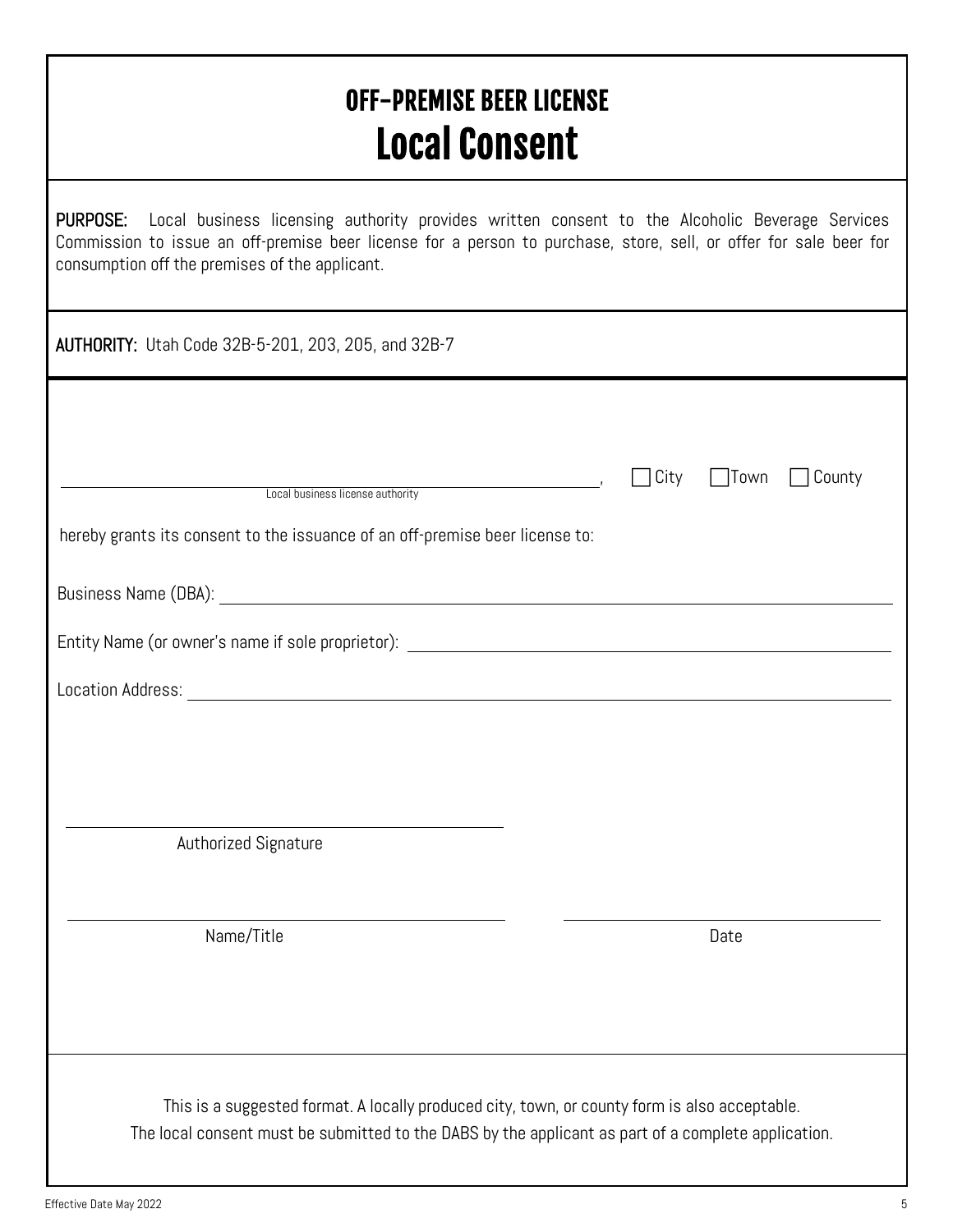# OFF-PREMISE BEER LICENSE
# Local Consent

**PURPOSE:** Local business licensing authority provides written consent to the Alcoholic Beverage Services Commission to issue an off-premise beer license for a person to purchase, store, sell, or offer for sale beer for consumption off the premises of the applicant.

**AUTHORITY:** Utah Code 32B-5-201, 203, 205, and 32B-7

______________________________________________, ☐ City ☐ Town ☐ County
Local business license authority

hereby grants its consent to the issuance of an off-premise beer license to:

Business Name (DBA): ______________________________________________

Entity Name (or owner's name if sole proprietor): ______________________________________________

Location Address: ______________________________________________

______________________________________________
Authorized Signature

______________________________________________ ______________________________
Name/Title Date

This is a suggested format. A locally produced city, town, or county form is also acceptable.
The local consent must be submitted to the DABS by the applicant as part of a complete application.

Effective Date May 2022